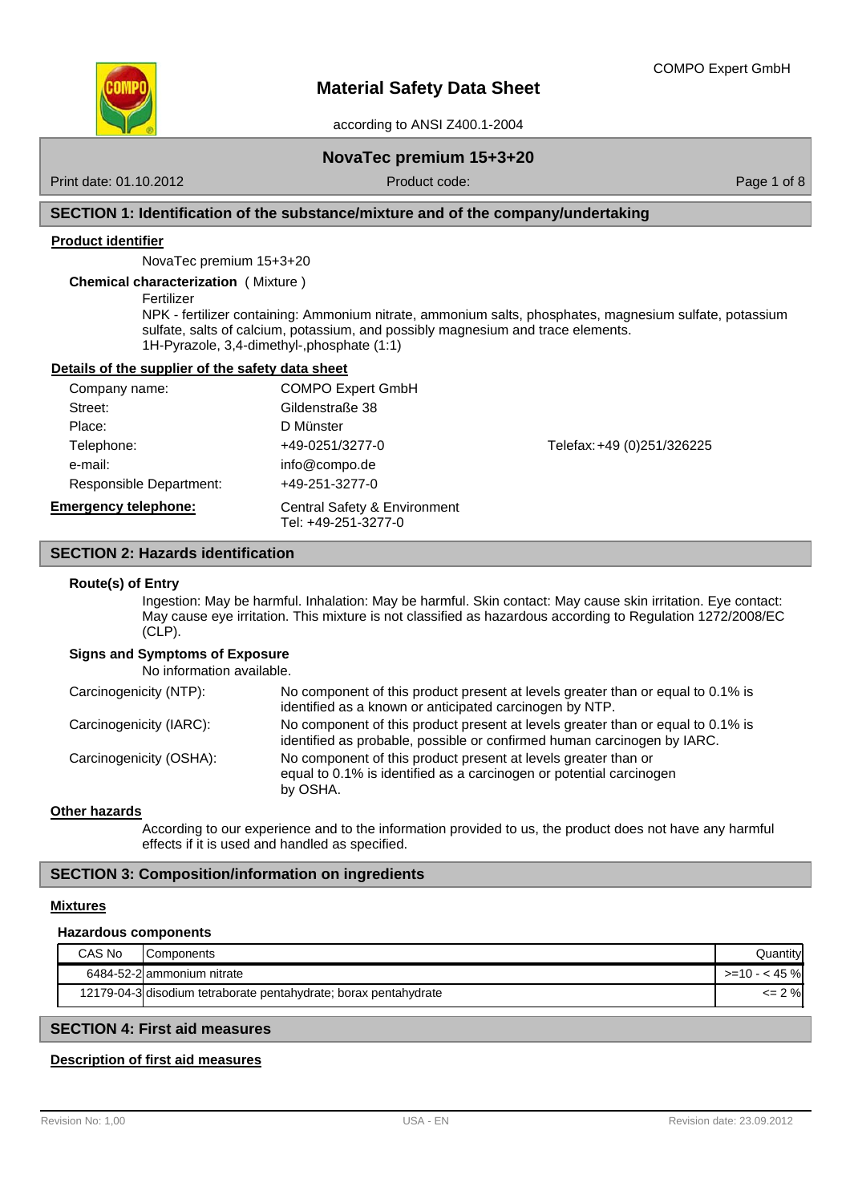COMPO Expert GmbH

# Material Safety Data Sheet

according to ANSI Z400.1-2004

## NovaTec premium 15+3+20

Print date: 01.10.2012 | Product code:

## SECTION 1: Identification of the substance/mixture and of the company/undertaking

### Product identifier

NovaTec premium 15+3+20

**Chemical characterization** ( Mixture )

Fertilizer

NPK - fertilizer containing: Ammonium nitrate, ammonium salts, phosphates, magnesium sulfate, potassium sulfate, salts of calcium, potassium, and possibly magnesium and trace elements.

1H-Pyrazole, 3,4-dimethyl-,phosphate (1:1)

### Details of the supplier of the safety data sheet

| | | |
|---|---|---|
| Company name: | COMPO Expert GmbH | |
| Street: | Gildenstraße 38 | |
| Place: | D Münster | |
| Telephone: | +49-0251/3277-0 | Telefax: +49 (0)251/326225 |
| e-mail: | info@compo.de | |
| Responsible Department: | +49-251-3277-0 | |

**Emergency telephone:** Central Safety & Environment
Tel: +49-251-3277-0

## SECTION 2: Hazards identification

**Route(s) of Entry**

Ingestion: May be harmful. Inhalation: May be harmful. Skin contact: May cause skin irritation. Eye contact: May cause eye irritation. This mixture is not classified as hazardous according to Regulation 1272/2008/EC (CLP).

**Signs and Symptoms of Exposure**

No information available.

| | |
|---|---|
| Carcinogenicity (NTP): | No component of this product present at levels greater than or equal to 0.1% is identified as a known or anticipated carcinogen by NTP. |
| Carcinogenicity (IARC): | No component of this product present at levels greater than or equal to 0.1% is identified as probable, possible or confirmed human carcinogen by IARC. |
| Carcinogenicity (OSHA): | No component of this product present at levels greater than or equal to 0.1% is identified as a carcinogen or potential carcinogen by OSHA. |

### Other hazards

According to our experience and to the information provided to us, the product does not have any harmful effects if it is used and handled as specified.

## SECTION 3: Composition/information on ingredients

### Mixtures

**Hazardous components**

| CAS No | Components | Quantity |
|---|---|---|
| 6484-52-2 | ammonium nitrate | >=10 - < 45 % |
| 12179-04-3 | disodium tetraborate pentahydrate; borax pentahydrate | <= 2 % |

## SECTION 4: First aid measures

### Description of first aid measures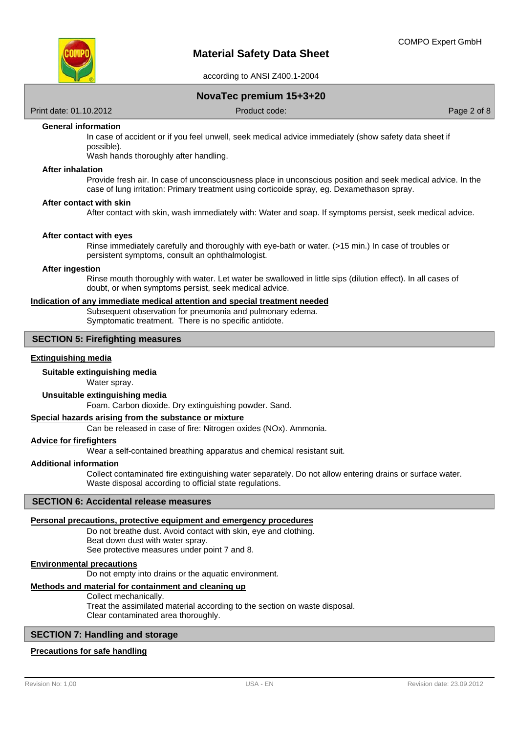### General information

In case of accident or if you feel unwell, seek medical advice immediately (show safety data sheet if possible).
Wash hands thoroughly after handling.

### After inhalation

Provide fresh air. In case of unconsciousness place in unconscious position and seek medical advice. In the case of lung irritation: Primary treatment using corticoide spray, eg. Dexamethason spray.

### After contact with skin

After contact with skin, wash immediately with: Water and soap. If symptoms persist, seek medical advice.

### After contact with eyes

Rinse immediately carefully and thoroughly with eye-bath or water. (>15 min.) In case of troubles or persistent symptoms, consult an ophthalmologist.

### After ingestion

Rinse mouth thoroughly with water. Let water be swallowed in little sips (dilution effect). In all cases of doubt, or when symptoms persist, seek medical advice.

### Indication of any immediate medical attention and special treatment needed

Subsequent observation for pneumonia and pulmonary edema.
Symptomatic treatment. There is no specific antidote.

## SECTION 5: Firefighting measures

### Extinguishing media

**Suitable extinguishing media**

Water spray.

**Unsuitable extinguishing media**

Foam. Carbon dioxide. Dry extinguishing powder. Sand.

### Special hazards arising from the substance or mixture

Can be released in case of fire: Nitrogen oxides (NOx). Ammonia.

### Advice for firefighters

Wear a self-contained breathing apparatus and chemical resistant suit.

### Additional information

Collect contaminated fire extinguishing water separately. Do not allow entering drains or surface water.
Waste disposal according to official state regulations.

## SECTION 6: Accidental release measures

### Personal precautions, protective equipment and emergency procedures

Do not breathe dust. Avoid contact with skin, eye and clothing.
Beat down dust with water spray.
See protective measures under point 7 and 8.

### Environmental precautions

Do not empty into drains or the aquatic environment.

### Methods and material for containment and cleaning up

Collect mechanically.
Treat the assimilated material according to the section on waste disposal.
Clear contaminated area thoroughly.

## SECTION 7: Handling and storage

### Precautions for safe handling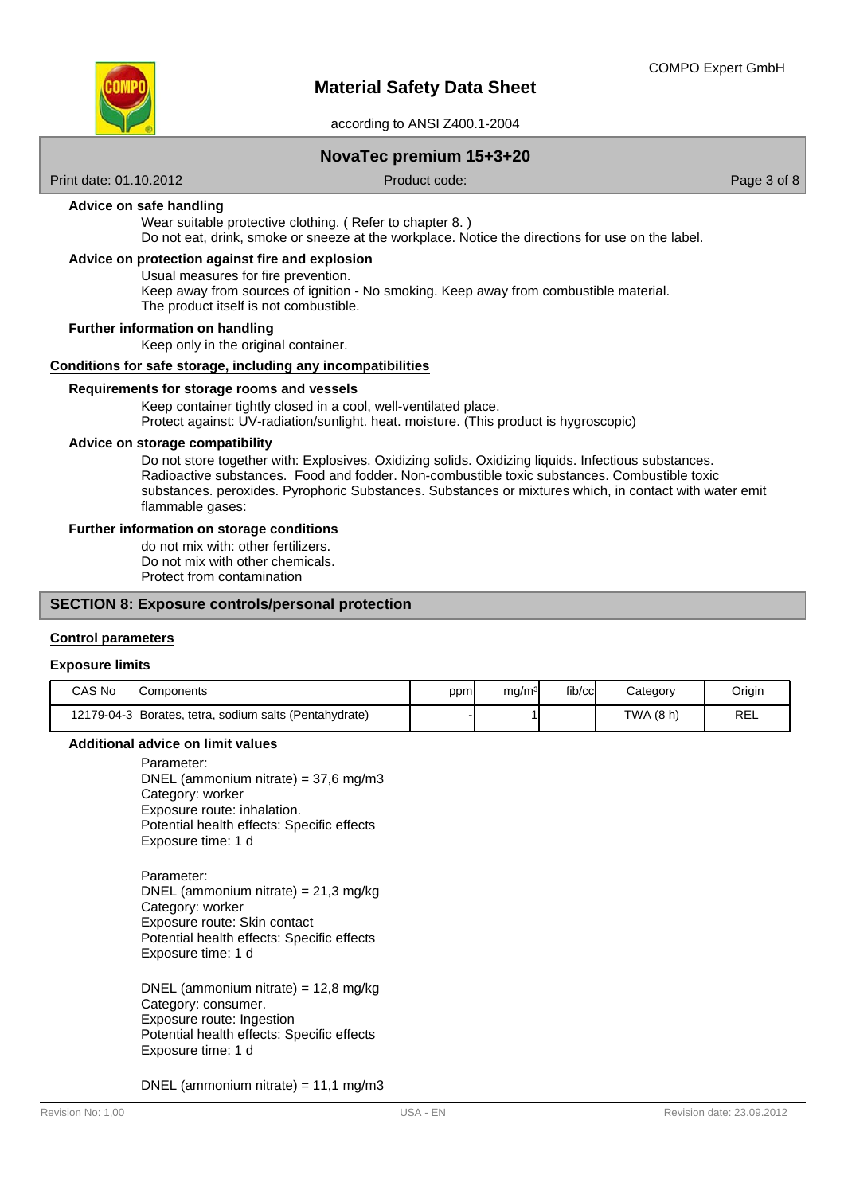#### Advice on safe handling

Wear suitable protective clothing. ( Refer to chapter 8. )
Do not eat, drink, smoke or sneeze at the workplace. Notice the directions for use on the label.

#### Advice on protection against fire and explosion

Usual measures for fire prevention.
Keep away from sources of ignition - No smoking. Keep away from combustible material.
The product itself is not combustible.

#### Further information on handling

Keep only in the original container.

### Conditions for safe storage, including any incompatibilities

#### Requirements for storage rooms and vessels

Keep container tightly closed in a cool, well-ventilated place.
Protect against: UV-radiation/sunlight. heat. moisture. (This product is hygroscopic)

#### Advice on storage compatibility

Do not store together with: Explosives. Oxidizing solids. Oxidizing liquids. Infectious substances. Radioactive substances. Food and fodder. Non-combustible toxic substances. Combustible toxic substances. peroxides. Pyrophoric Substances. Substances or mixtures which, in contact with water emit flammable gases:

#### Further information on storage conditions

do not mix with: other fertilizers.
Do not mix with other chemicals.
Protect from contamination

## SECTION 8: Exposure controls/personal protection

### Control parameters

#### Exposure limits

| CAS No | Components | ppm | mg/m³ | fib/cc | Category | Origin |
|---|---|---|---|---|---|---|
| 12179-04-3 | Borates, tetra, sodium salts (Pentahydrate) | - | 1 | | TWA (8 h) | REL |

#### Additional advice on limit values

Parameter:
DNEL (ammonium nitrate) = 37,6 mg/m3
Category: worker
Exposure route: inhalation.
Potential health effects: Specific effects
Exposure time: 1 d

Parameter:
DNEL (ammonium nitrate) = 21,3 mg/kg
Category: worker
Exposure route: Skin contact
Potential health effects: Specific effects
Exposure time: 1 d

DNEL (ammonium nitrate) = 12,8 mg/kg
Category: consumer.
Exposure route: Ingestion
Potential health effects: Specific effects
Exposure time: 1 d

DNEL (ammonium nitrate) = 11,1 mg/m3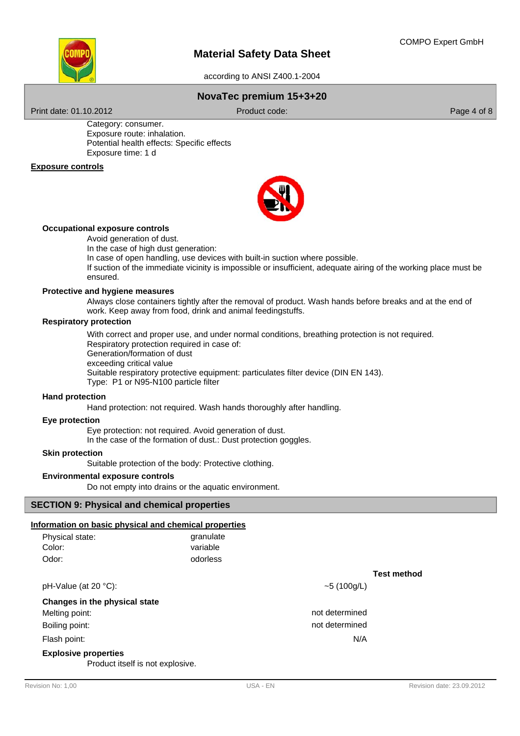Category: consumer.
Exposure route: inhalation.
Potential health effects: Specific effects
Exposure time: 1 d

## Exposure controls

### Occupational exposure controls

Avoid generation of dust.
In the case of high dust generation:
In case of open handling, use devices with built-in suction where possible.
If suction of the immediate vicinity is impossible or insufficient, adequate airing of the working place must be ensured.

### Protective and hygiene measures

Always close containers tightly after the removal of product. Wash hands before breaks and at the end of work. Keep away from food, drink and animal feedingstuffs.

### Respiratory protection

With correct and proper use, and under normal conditions, breathing protection is not required.
Respiratory protection required in case of:
Generation/formation of dust
exceeding critical value
Suitable respiratory protective equipment: particulates filter device (DIN EN 143).
Type: P1 or N95-N100 particle filter

### Hand protection

Hand protection: not required. Wash hands thoroughly after handling.

### Eye protection

Eye protection: not required. Avoid generation of dust.
In the case of the formation of dust.: Dust protection goggles.

### Skin protection

Suitable protection of the body: Protective clothing.

### Environmental exposure controls

Do not empty into drains or the aquatic environment.

## SECTION 9: Physical and chemical properties

### Information on basic physical and chemical properties

| | |
|---|---|
| Physical state: | granulate |
| Color: | variable |
| Odor: | odorless |

| | | Test method |
|---|---|---|
| pH-Value (at 20 °C): | ~5 (100g/L) | |
| **Changes in the physical state** | | |
| Melting point: | not determined | |
| Boiling point: | not determined | |
| Flash point: | N/A | |

### Explosive properties

Product itself is not explosive.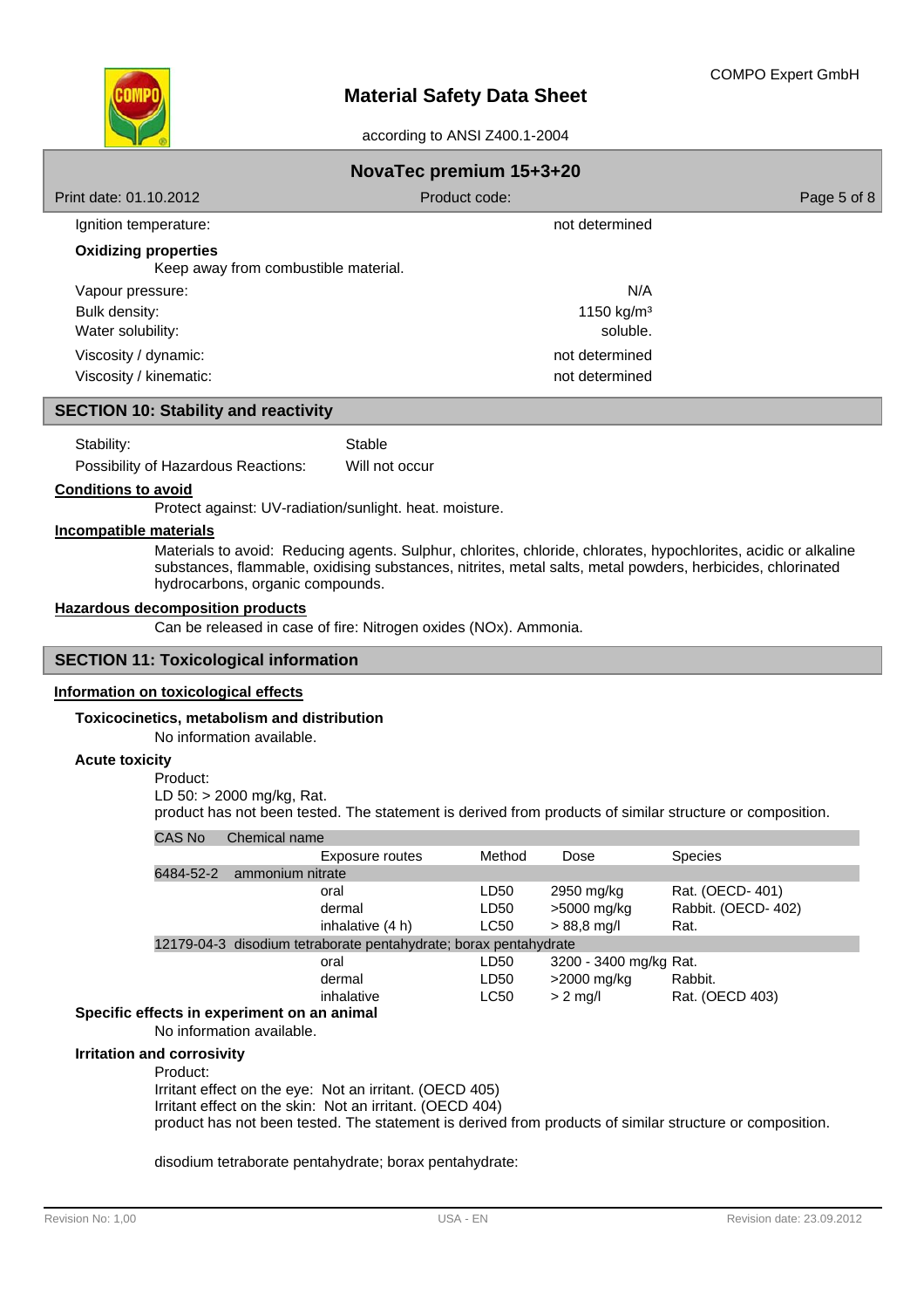| | |
|---|---|
| Ignition temperature: | not determined |

**Oxidizing properties**

Keep away from combustible material.

| | |
|---|---|
| Vapour pressure: | N/A |
| Bulk density: | 1150 kg/m³ |
| Water solubility: | soluble. |
| Viscosity / dynamic: | not determined |
| Viscosity / kinematic: | not determined |

## SECTION 10: Stability and reactivity

| | |
|---|---|
| Stability: | Stable |
| Possibility of Hazardous Reactions: | Will not occur |

**Conditions to avoid**

Protect against: UV-radiation/sunlight. heat. moisture.

**Incompatible materials**

Materials to avoid: Reducing agents. Sulphur, chlorites, chloride, chlorates, hypochlorites, acidic or alkaline substances, flammable, oxidising substances, nitrites, metal salts, metal powders, herbicides, chlorinated hydrocarbons, organic compounds.

**Hazardous decomposition products**

Can be released in case of fire: Nitrogen oxides (NOx). Ammonia.

## SECTION 11: Toxicological information

**Information on toxicological effects**

**Toxicocinetics, metabolism and distribution**

No information available.

**Acute toxicity**

Product:
LD 50: > 2000 mg/kg, Rat.
product has not been tested. The statement is derived from products of similar structure or composition.

| CAS No | Chemical name | | | |
|---|---|---|---|---|
| | Exposure routes | Method | Dose | Species |
| 6484-52-2 | ammonium nitrate | | | |
| | oral | LD50 | 2950 mg/kg | Rat. (OECD- 401) |
| | dermal | LD50 | >5000 mg/kg | Rabbit. (OECD- 402) |
| | inhalative (4 h) | LC50 | > 88,8 mg/l | Rat. |
| 12179-04-3 | disodium tetraborate pentahydrate; borax pentahydrate | | | |
| | oral | LD50 | 3200 - 3400 mg/kg | Rat. |
| | dermal | LD50 | >2000 mg/kg | Rabbit. |
| | inhalative | LC50 | > 2 mg/l | Rat. (OECD 403) |

**Specific effects in experiment on an animal**

No information available.

**Irritation and corrosivity**

Product:
Irritant effect on the eye: Not an irritant. (OECD 405)
Irritant effect on the skin: Not an irritant. (OECD 404)
product has not been tested. The statement is derived from products of similar structure or composition.

disodium tetraborate pentahydrate; borax pentahydrate: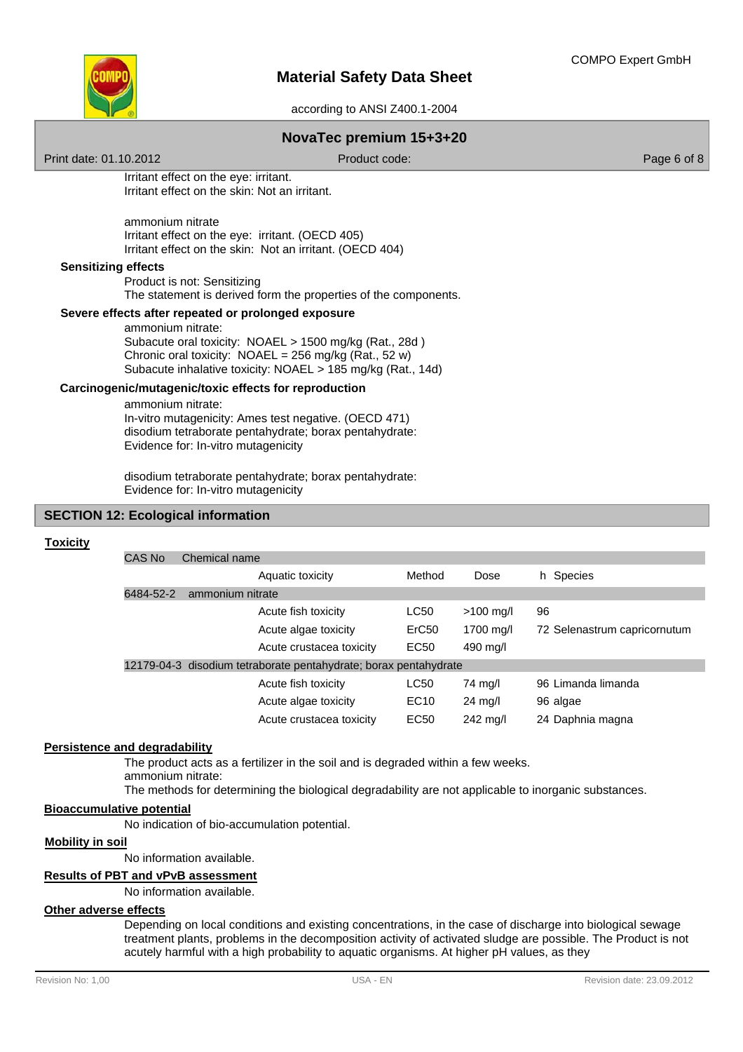Irritant effect on the eye: irritant.
Irritant effect on the skin: Not an irritant.

ammonium nitrate
Irritant effect on the eye: irritant. (OECD 405)
Irritant effect on the skin: Not an irritant. (OECD 404)

**Sensitizing effects**

Product is not: Sensitizing
The statement is derived form the properties of the components.

**Severe effects after repeated or prolonged exposure**

ammonium nitrate:
Subacute oral toxicity: NOAEL > 1500 mg/kg (Rat., 28d )
Chronic oral toxicity: NOAEL = 256 mg/kg (Rat., 52 w)
Subacute inhalative toxicity: NOAEL > 185 mg/kg (Rat., 14d)

**Carcinogenic/mutagenic/toxic effects for reproduction**

ammonium nitrate:
In-vitro mutagenicity: Ames test negative. (OECD 471)
disodium tetraborate pentahydrate; borax pentahydrate:
Evidence for: In-vitro mutagenicity

disodium tetraborate pentahydrate; borax pentahydrate:
Evidence for: In-vitro mutagenicity

## SECTION 12: Ecological information

**Toxicity**

| CAS No | Chemical name | | | | | |
|---|---|---|---|---|---|---|
| | | Aquatic toxicity | Method | Dose | h | Species |
| 6484-52-2 | ammonium nitrate | | | | | |
| | | Acute fish toxicity | LC50 | >100 mg/l | 96 | |
| | | Acute algae toxicity | ErC50 | 1700 mg/l | 72 | Selenastrum capricornutum |
| | | Acute crustacea toxicity | EC50 | 490 mg/l | | |
| 12179-04-3 | disodium tetraborate pentahydrate; borax pentahydrate | | | | | |
| | | Acute fish toxicity | LC50 | 74 mg/l | 96 | Limanda limanda |
| | | Acute algae toxicity | EC10 | 24 mg/l | 96 | algae |
| | | Acute crustacea toxicity | EC50 | 242 mg/l | 24 | Daphnia magna |

**Persistence and degradability**

The product acts as a fertilizer in the soil and is degraded within a few weeks.
ammonium nitrate:
The methods for determining the biological degradability are not applicable to inorganic substances.

**Bioaccumulative potential**

No indication of bio-accumulation potential.

**Mobility in soil**

No information available.

**Results of PBT and vPvB assessment**

No information available.

**Other adverse effects**

Depending on local conditions and existing concentrations, in the case of discharge into biological sewage treatment plants, problems in the decomposition activity of activated sludge are possible. The Product is not acutely harmful with a high probability to aquatic organisms. At higher pH values, as they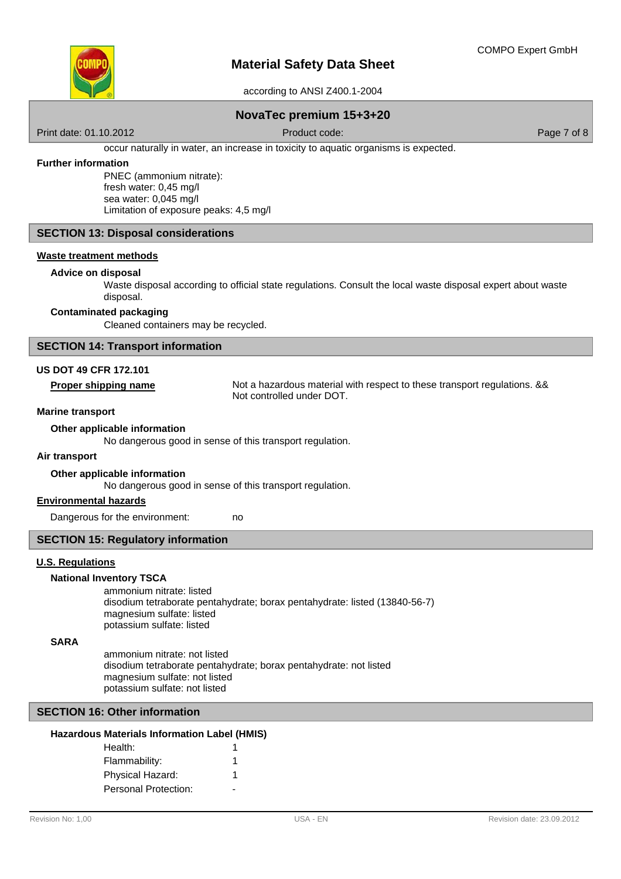occur naturally in water, an increase in toxicity to aquatic organisms is expected.

**Further information**

PNEC (ammonium nitrate):
fresh water: 0,45 mg/l
sea water: 0,045 mg/l
Limitation of exposure peaks: 4,5 mg/l

## SECTION 13: Disposal considerations

### Waste treatment methods

**Advice on disposal**

Waste disposal according to official state regulations. Consult the local waste disposal expert about waste disposal.

**Contaminated packaging**

Cleaned containers may be recycled.

## SECTION 14: Transport information

**US DOT 49 CFR 172.101**

| | |
|---|---|
| **Proper shipping name** | Not a hazardous material with respect to these transport regulations. && Not controlled under DOT. |

**Marine transport**

**Other applicable information**

No dangerous good in sense of this transport regulation.

**Air transport**

**Other applicable information**

No dangerous good in sense of this transport regulation.

### Environmental hazards

Dangerous for the environment: no

## SECTION 15: Regulatory information

### U.S. Regulations

**National Inventory TSCA**

ammonium nitrate: listed
disodium tetraborate pentahydrate; borax pentahydrate: listed (13840-56-7)
magnesium sulfate: listed
potassium sulfate: listed

**SARA**

ammonium nitrate: not listed
disodium tetraborate pentahydrate; borax pentahydrate: not listed
magnesium sulfate: not listed
potassium sulfate: not listed

## SECTION 16: Other information

**Hazardous Materials Information Label (HMIS)**

| | |
|---|---|
| Health: | 1 |
| Flammability: | 1 |
| Physical Hazard: | 1 |
| Personal Protection: | - |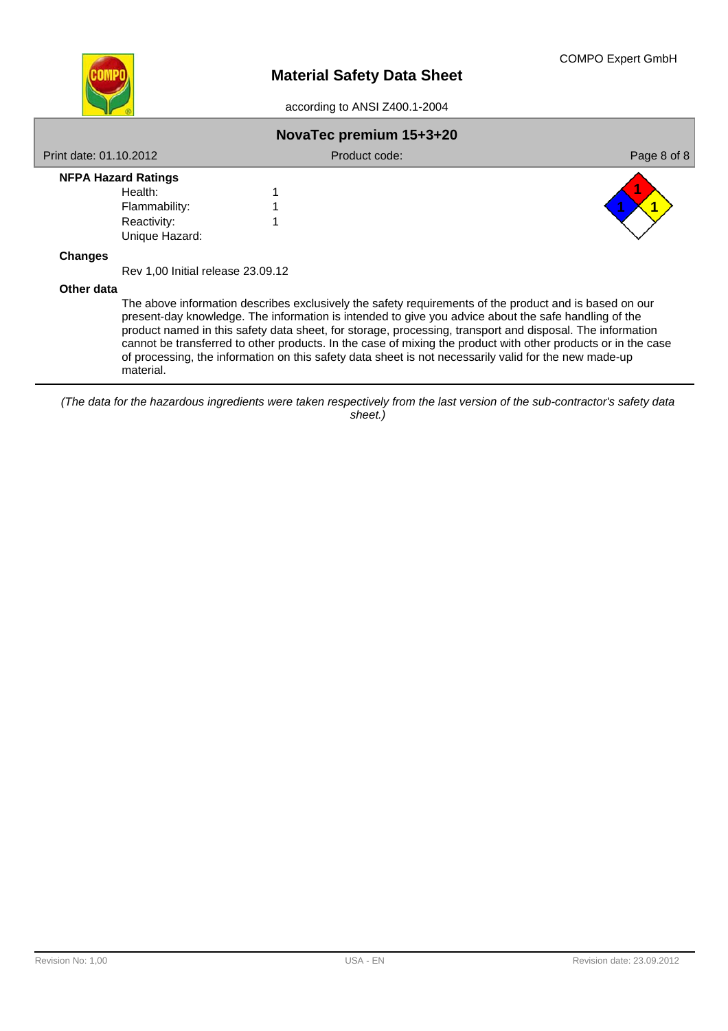**NFPA Hazard Ratings**

| | |
|---|---|
| Health: | 1 |
| Flammability: | 1 |
| Reactivity: | 1 |
| Unique Hazard: | |

**Changes**

Rev 1,00 Initial release 23.09.12

**Other data**

The above information describes exclusively the safety requirements of the product and is based on our present-day knowledge. The information is intended to give you advice about the safe handling of the product named in this safety data sheet, for storage, processing, transport and disposal. The information cannot be transferred to other products. In the case of mixing the product with other products or in the case of processing, the information on this safety data sheet is not necessarily valid for the new made-up material.

*(The data for the hazardous ingredients were taken respectively from the last version of the sub-contractor's safety data sheet.)*